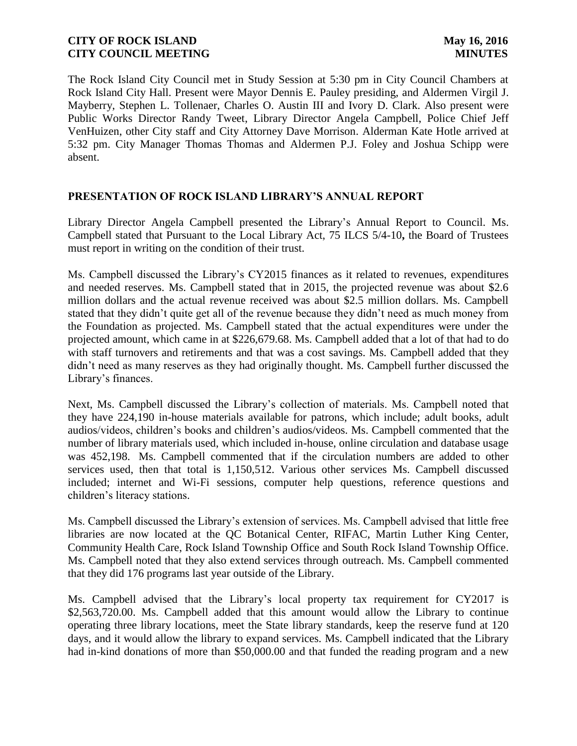The Rock Island City Council met in Study Session at 5:30 pm in City Council Chambers at Rock Island City Hall. Present were Mayor Dennis E. Pauley presiding, and Aldermen Virgil J. Mayberry, Stephen L. Tollenaer, Charles O. Austin III and Ivory D. Clark. Also present were Public Works Director Randy Tweet, Library Director Angela Campbell, Police Chief Jeff VenHuizen, other City staff and City Attorney Dave Morrison. Alderman Kate Hotle arrived at 5:32 pm. City Manager Thomas Thomas and Aldermen P.J. Foley and Joshua Schipp were absent.

## PRESENTATION OF ROCK ISLAND LIBRARY'S ANNUAL REPORT

Library Director Angela Campbell presented the Library's Annual Report to Council. Ms. Campbell stated that Pursuant to the Local Library Act, 75 ILCS 5/4-10**,** the Board of Trustees must report in writing on the condition of their trust.

Ms. Campbell discussed the Library's CY2015 finances as it related to revenues, expenditures and needed reserves. Ms. Campbell stated that in 2015, the projected revenue was about $2.6 million dollars and the actual revenue received was about $2.5 million dollars. Ms. Campbell stated that they didn't quite get all of the revenue because they didn't need as much money from the Foundation as projected. Ms. Campbell stated that the actual expenditures were under the projected amount, which came in at $226,679.68. Ms. Campbell added that a lot of that had to do with staff turnovers and retirements and that was a cost savings. Ms. Campbell added that they didn't need as many reserves as they had originally thought. Ms. Campbell further discussed the Library's finances.

Next, Ms. Campbell discussed the Library's collection of materials. Ms. Campbell noted that they have 224,190 in-house materials available for patrons, which include; adult books, adult audios/videos, children's books and children's audios/videos. Ms. Campbell commented that the number of library materials used, which included in-house, online circulation and database usage was 452,198. Ms. Campbell commented that if the circulation numbers are added to other services used, then that total is 1,150,512. Various other services Ms. Campbell discussed included; internet and Wi-Fi sessions, computer help questions, reference questions and children's literacy stations.

Ms. Campbell discussed the Library's extension of services. Ms. Campbell advised that little free libraries are now located at the QC Botanical Center, RIFAC, Martin Luther King Center, Community Health Care, Rock Island Township Office and South Rock Island Township Office. Ms. Campbell noted that they also extend services through outreach. Ms. Campbell commented that they did 176 programs last year outside of the Library.

Ms. Campbell advised that the Library's local property tax requirement for CY2017 is $2,563,720.00. Ms. Campbell added that this amount would allow the Library to continue operating three library locations, meet the State library standards, keep the reserve fund at 120 days, and it would allow the library to expand services. Ms. Campbell indicated that the Library had in-kind donations of more than $50,000.00 and that funded the reading program and a new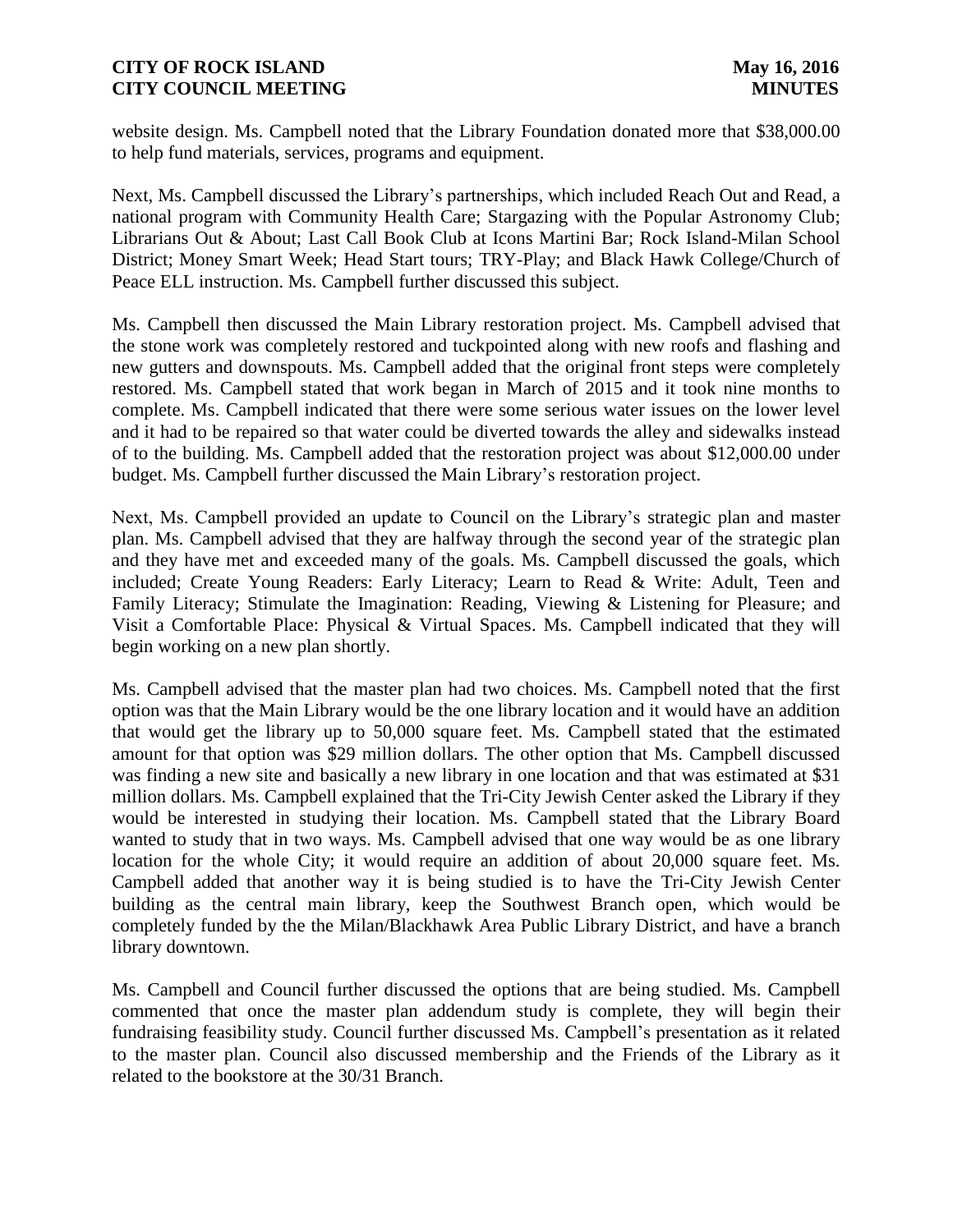website design. Ms. Campbell noted that the Library Foundation donated more that $38,000.00 to help fund materials, services, programs and equipment.

Next, Ms. Campbell discussed the Library's partnerships, which included Reach Out and Read, a national program with Community Health Care; Stargazing with the Popular Astronomy Club; Librarians Out & About; Last Call Book Club at Icons Martini Bar; Rock Island-Milan School District; Money Smart Week; Head Start tours; TRY-Play; and Black Hawk College/Church of Peace ELL instruction. Ms. Campbell further discussed this subject.

Ms. Campbell then discussed the Main Library restoration project. Ms. Campbell advised that the stone work was completely restored and tuckpointed along with new roofs and flashing and new gutters and downspouts. Ms. Campbell added that the original front steps were completely restored. Ms. Campbell stated that work began in March of 2015 and it took nine months to complete. Ms. Campbell indicated that there were some serious water issues on the lower level and it had to be repaired so that water could be diverted towards the alley and sidewalks instead of to the building. Ms. Campbell added that the restoration project was about $12,000.00 under budget. Ms. Campbell further discussed the Main Library's restoration project.

Next, Ms. Campbell provided an update to Council on the Library's strategic plan and master plan. Ms. Campbell advised that they are halfway through the second year of the strategic plan and they have met and exceeded many of the goals. Ms. Campbell discussed the goals, which included; Create Young Readers: Early Literacy; Learn to Read & Write: Adult, Teen and Family Literacy; Stimulate the Imagination: Reading, Viewing & Listening for Pleasure; and Visit a Comfortable Place: Physical & Virtual Spaces. Ms. Campbell indicated that they will begin working on a new plan shortly.

Ms. Campbell advised that the master plan had two choices. Ms. Campbell noted that the first option was that the Main Library would be the one library location and it would have an addition that would get the library up to 50,000 square feet. Ms. Campbell stated that the estimated amount for that option was $29 million dollars. The other option that Ms. Campbell discussed was finding a new site and basically a new library in one location and that was estimated at $31 million dollars. Ms. Campbell explained that the Tri-City Jewish Center asked the Library if they would be interested in studying their location. Ms. Campbell stated that the Library Board wanted to study that in two ways. Ms. Campbell advised that one way would be as one library location for the whole City; it would require an addition of about 20,000 square feet. Ms. Campbell added that another way it is being studied is to have the Tri-City Jewish Center building as the central main library, keep the Southwest Branch open, which would be completely funded by the the Milan/Blackhawk Area Public Library District, and have a branch library downtown.

Ms. Campbell and Council further discussed the options that are being studied. Ms. Campbell commented that once the master plan addendum study is complete, they will begin their fundraising feasibility study. Council further discussed Ms. Campbell's presentation as it related to the master plan. Council also discussed membership and the Friends of the Library as it related to the bookstore at the 30/31 Branch.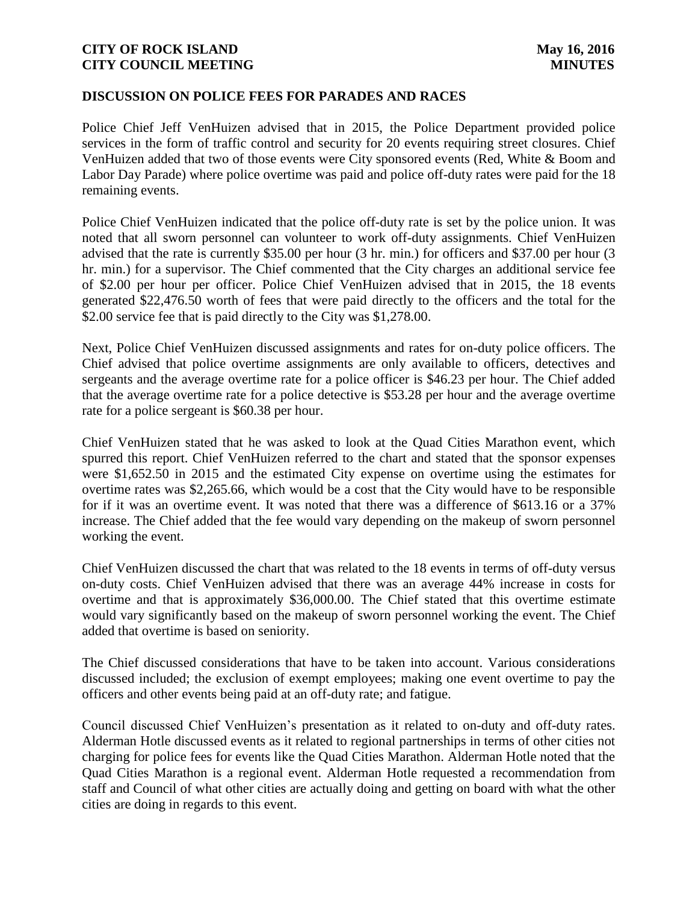## DISCUSSION ON POLICE FEES FOR PARADES AND RACES

Police Chief Jeff VenHuizen advised that in 2015, the Police Department provided police services in the form of traffic control and security for 20 events requiring street closures. Chief VenHuizen added that two of those events were City sponsored events (Red, White & Boom and Labor Day Parade) where police overtime was paid and police off-duty rates were paid for the 18 remaining events.

Police Chief VenHuizen indicated that the police off-duty rate is set by the police union. It was noted that all sworn personnel can volunteer to work off-duty assignments. Chief VenHuizen advised that the rate is currently $35.00 per hour (3 hr. min.) for officers and $37.00 per hour (3 hr. min.) for a supervisor. The Chief commented that the City charges an additional service fee of $2.00 per hour per officer. Police Chief VenHuizen advised that in 2015, the 18 events generated $22,476.50 worth of fees that were paid directly to the officers and the total for the $2.00 service fee that is paid directly to the City was $1,278.00.

Next, Police Chief VenHuizen discussed assignments and rates for on-duty police officers. The Chief advised that police overtime assignments are only available to officers, detectives and sergeants and the average overtime rate for a police officer is $46.23 per hour. The Chief added that the average overtime rate for a police detective is $53.28 per hour and the average overtime rate for a police sergeant is $60.38 per hour.

Chief VenHuizen stated that he was asked to look at the Quad Cities Marathon event, which spurred this report. Chief VenHuizen referred to the chart and stated that the sponsor expenses were $1,652.50 in 2015 and the estimated City expense on overtime using the estimates for overtime rates was $2,265.66, which would be a cost that the City would have to be responsible for if it was an overtime event. It was noted that there was a difference of $613.16 or a 37% increase. The Chief added that the fee would vary depending on the makeup of sworn personnel working the event.

Chief VenHuizen discussed the chart that was related to the 18 events in terms of off-duty versus on-duty costs. Chief VenHuizen advised that there was an average 44% increase in costs for overtime and that is approximately $36,000.00. The Chief stated that this overtime estimate would vary significantly based on the makeup of sworn personnel working the event. The Chief added that overtime is based on seniority.

The Chief discussed considerations that have to be taken into account. Various considerations discussed included; the exclusion of exempt employees; making one event overtime to pay the officers and other events being paid at an off-duty rate; and fatigue.

Council discussed Chief VenHuizen's presentation as it related to on-duty and off-duty rates. Alderman Hotle discussed events as it related to regional partnerships in terms of other cities not charging for police fees for events like the Quad Cities Marathon. Alderman Hotle noted that the Quad Cities Marathon is a regional event. Alderman Hotle requested a recommendation from staff and Council of what other cities are actually doing and getting on board with what the other cities are doing in regards to this event.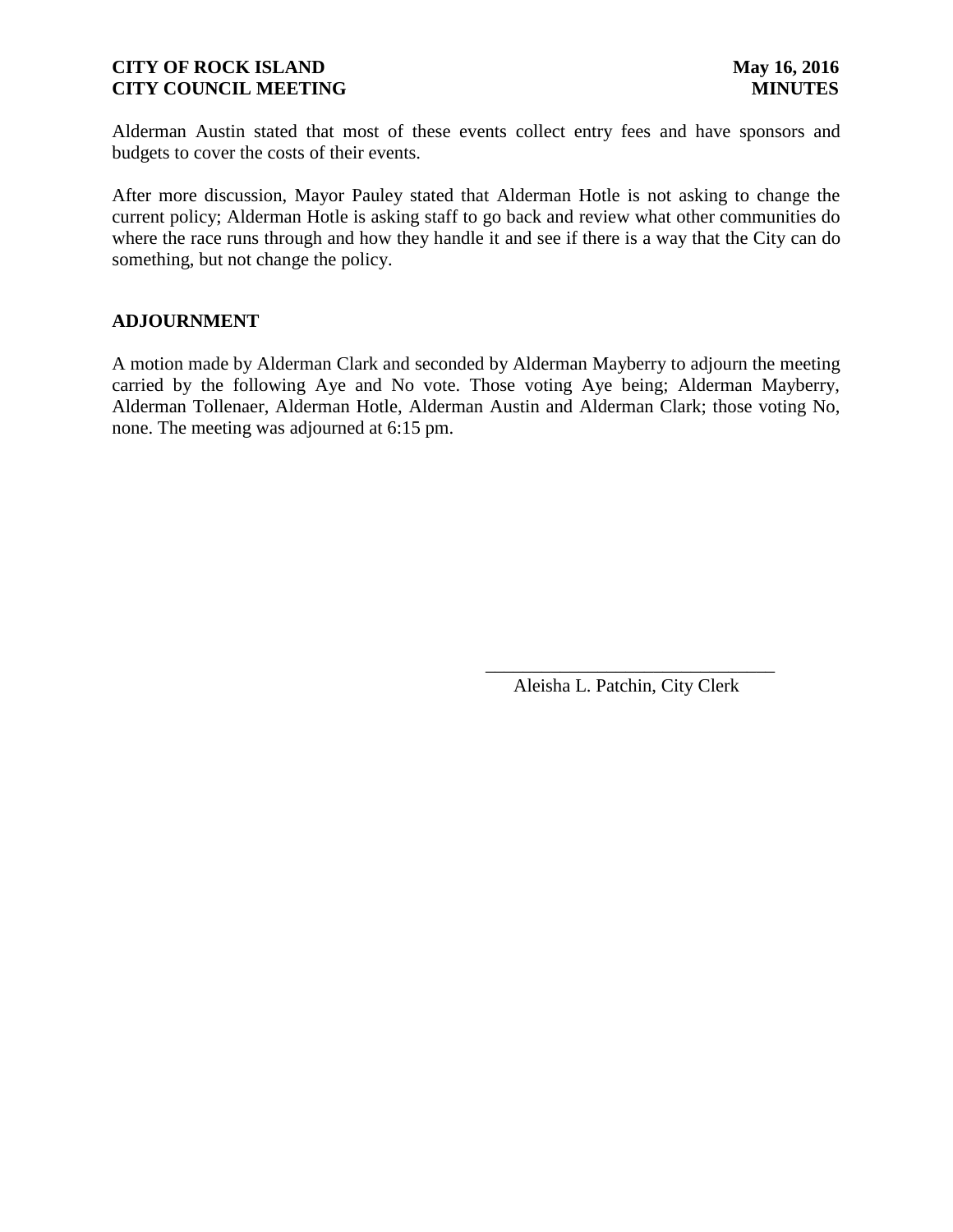Alderman Austin stated that most of these events collect entry fees and have sponsors and budgets to cover the costs of their events.

After more discussion, Mayor Pauley stated that Alderman Hotle is not asking to change the current policy; Alderman Hotle is asking staff to go back and review what other communities do where the race runs through and how they handle it and see if there is a way that the City can do something, but not change the policy.

**ADJOURNMENT**

A motion made by Alderman Clark and seconded by Alderman Mayberry to adjourn the meeting carried by the following Aye and No vote. Those voting Aye being; Alderman Mayberry, Alderman Tollenaer, Alderman Hotle, Alderman Austin and Alderman Clark; those voting No, none. The meeting was adjourned at 6:15 pm.

\_\_\_\_\_\_\_\_\_\_\_\_\_\_\_\_\_\_\_\_\_\_\_\_\_\_\_\_\_\_\_\_

Aleisha L. Patchin, City Clerk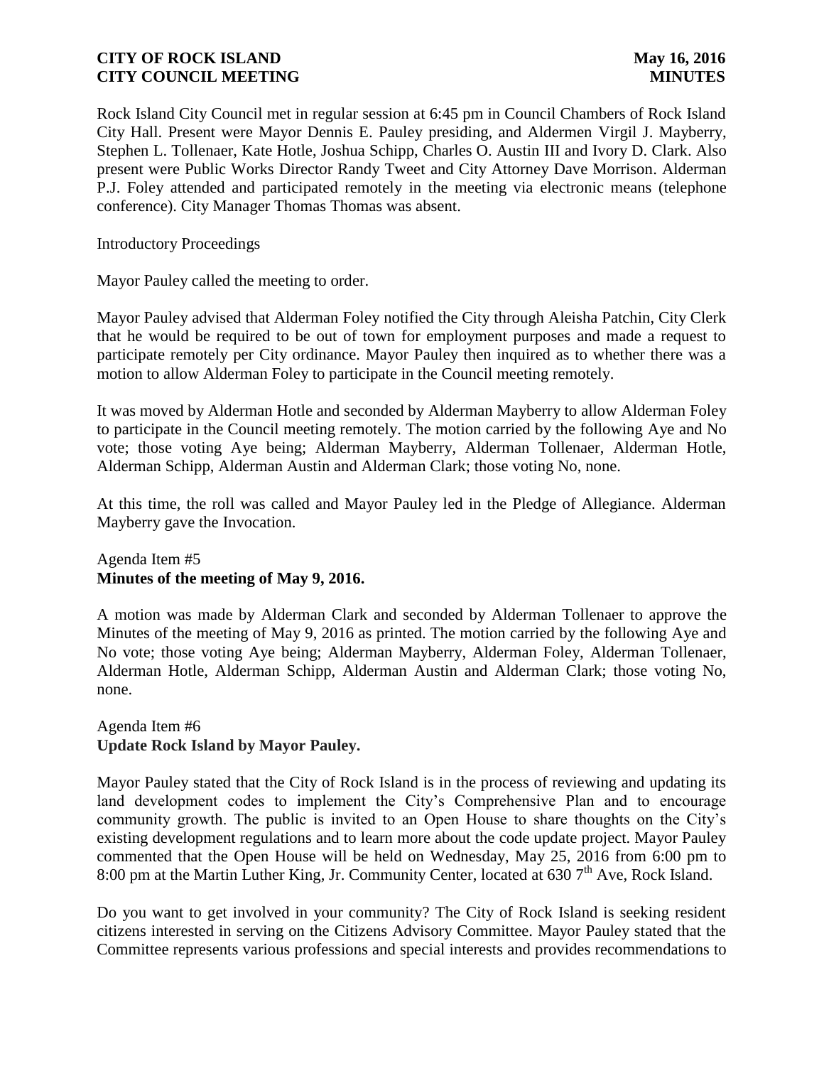Rock Island City Council met in regular session at 6:45 pm in Council Chambers of Rock Island City Hall. Present were Mayor Dennis E. Pauley presiding, and Aldermen Virgil J. Mayberry, Stephen L. Tollenaer, Kate Hotle, Joshua Schipp, Charles O. Austin III and Ivory D. Clark. Also present were Public Works Director Randy Tweet and City Attorney Dave Morrison. Alderman P.J. Foley attended and participated remotely in the meeting via electronic means (telephone conference). City Manager Thomas Thomas was absent.

Introductory Proceedings

Mayor Pauley called the meeting to order.

Mayor Pauley advised that Alderman Foley notified the City through Aleisha Patchin, City Clerk that he would be required to be out of town for employment purposes and made a request to participate remotely per City ordinance. Mayor Pauley then inquired as to whether there was a motion to allow Alderman Foley to participate in the Council meeting remotely.

It was moved by Alderman Hotle and seconded by Alderman Mayberry to allow Alderman Foley to participate in the Council meeting remotely. The motion carried by the following Aye and No vote; those voting Aye being; Alderman Mayberry, Alderman Tollenaer, Alderman Hotle, Alderman Schipp, Alderman Austin and Alderman Clark; those voting No, none.

At this time, the roll was called and Mayor Pauley led in the Pledge of Allegiance. Alderman Mayberry gave the Invocation.

Agenda Item #5
**Minutes of the meeting of May 9, 2016.**

A motion was made by Alderman Clark and seconded by Alderman Tollenaer to approve the Minutes of the meeting of May 9, 2016 as printed. The motion carried by the following Aye and No vote; those voting Aye being; Alderman Mayberry, Alderman Foley, Alderman Tollenaer, Alderman Hotle, Alderman Schipp, Alderman Austin and Alderman Clark; those voting No, none.

Agenda Item #6
**Update Rock Island by Mayor Pauley.**

Mayor Pauley stated that the City of Rock Island is in the process of reviewing and updating its land development codes to implement the City's Comprehensive Plan and to encourage community growth. The public is invited to an Open House to share thoughts on the City's existing development regulations and to learn more about the code update project. Mayor Pauley commented that the Open House will be held on Wednesday, May 25, 2016 from 6:00 pm to 8:00 pm at the Martin Luther King, Jr. Community Center, located at 630 7th Ave, Rock Island.

Do you want to get involved in your community? The City of Rock Island is seeking resident citizens interested in serving on the Citizens Advisory Committee. Mayor Pauley stated that the Committee represents various professions and special interests and provides recommendations to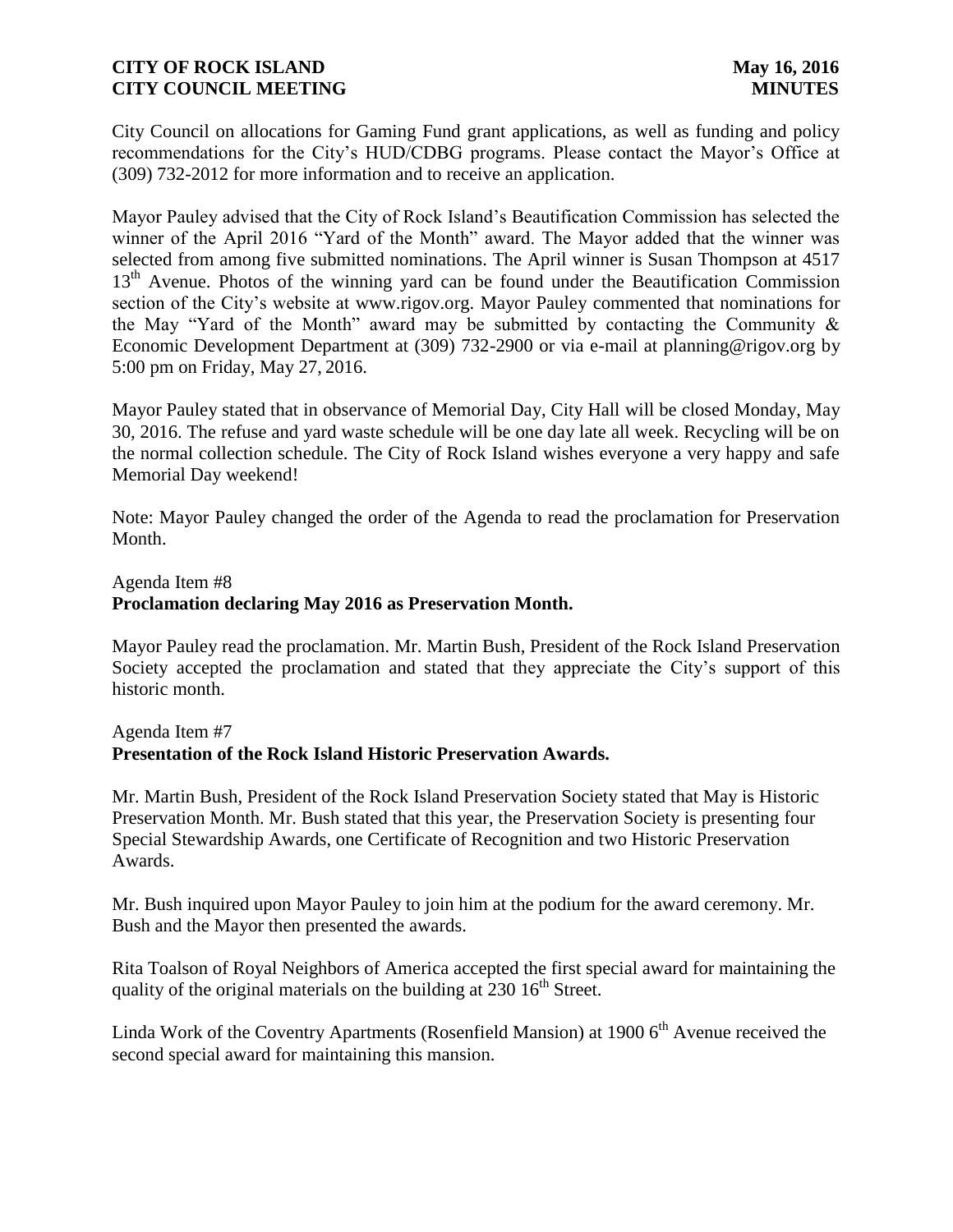City Council on allocations for Gaming Fund grant applications, as well as funding and policy recommendations for the City's HUD/CDBG programs. Please contact the Mayor's Office at (309) 732-2012 for more information and to receive an application.

Mayor Pauley advised that the City of Rock Island's Beautification Commission has selected the winner of the April 2016 "Yard of the Month" award. The Mayor added that the winner was selected from among five submitted nominations. The April winner is Susan Thompson at 4517 13th Avenue. Photos of the winning yard can be found under the Beautification Commission section of the City's website at www.rigov.org. Mayor Pauley commented that nominations for the May "Yard of the Month" award may be submitted by contacting the Community & Economic Development Department at (309) 732-2900 or via e-mail at planning@rigov.org by 5:00 pm on Friday, May 27, 2016.

Mayor Pauley stated that in observance of Memorial Day, City Hall will be closed Monday, May 30, 2016. The refuse and yard waste schedule will be one day late all week. Recycling will be on the normal collection schedule. The City of Rock Island wishes everyone a very happy and safe Memorial Day weekend!

Note: Mayor Pauley changed the order of the Agenda to read the proclamation for Preservation Month.

Agenda Item #8
**Proclamation declaring May 2016 as Preservation Month.**

Mayor Pauley read the proclamation. Mr. Martin Bush, President of the Rock Island Preservation Society accepted the proclamation and stated that they appreciate the City's support of this historic month.

Agenda Item #7
**Presentation of the Rock Island Historic Preservation Awards.**

Mr. Martin Bush, President of the Rock Island Preservation Society stated that May is Historic Preservation Month. Mr. Bush stated that this year, the Preservation Society is presenting four Special Stewardship Awards, one Certificate of Recognition and two Historic Preservation Awards.

Mr. Bush inquired upon Mayor Pauley to join him at the podium for the award ceremony. Mr. Bush and the Mayor then presented the awards.

Rita Toalson of Royal Neighbors of America accepted the first special award for maintaining the quality of the original materials on the building at 230 16th Street.

Linda Work of the Coventry Apartments (Rosenfield Mansion) at 1900 6th Avenue received the second special award for maintaining this mansion.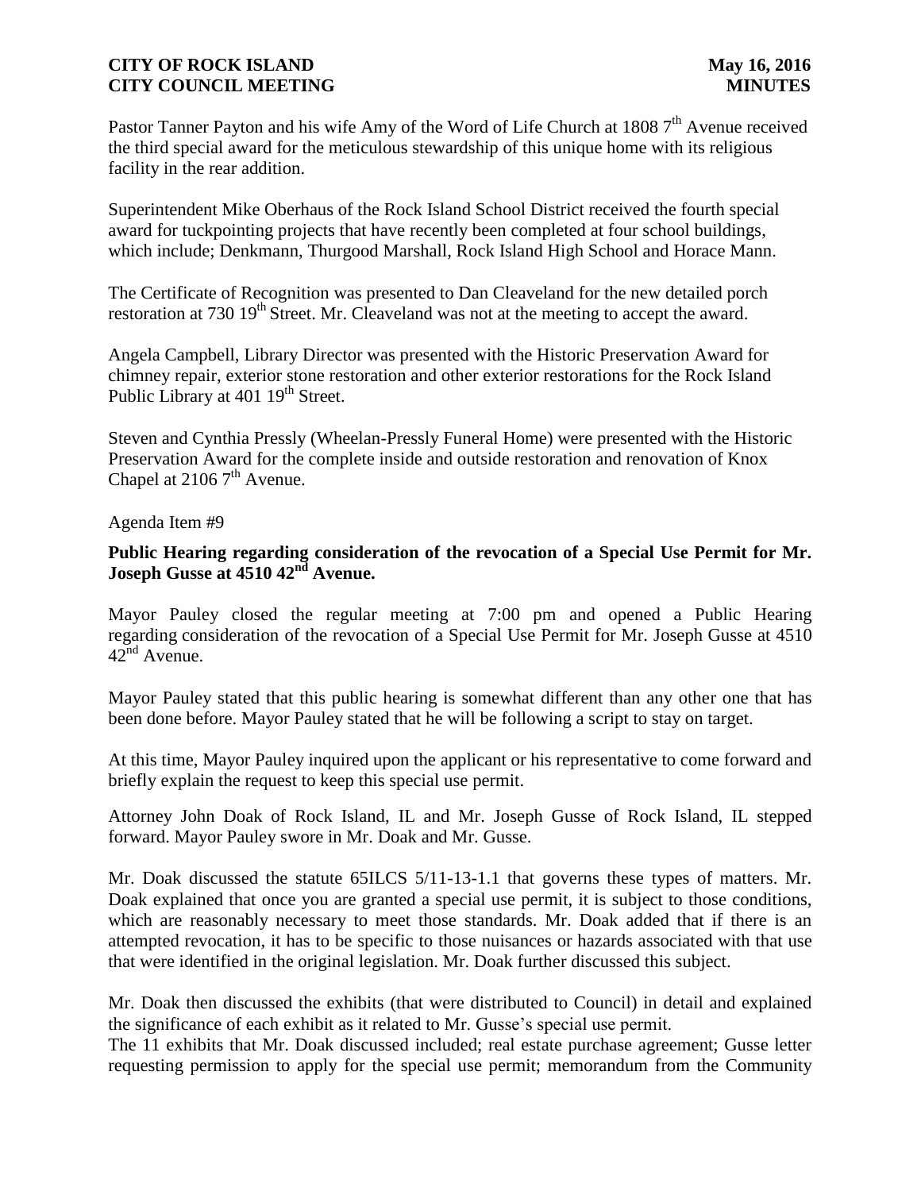Pastor Tanner Payton and his wife Amy of the Word of Life Church at 1808 7th Avenue received the third special award for the meticulous stewardship of this unique home with its religious facility in the rear addition.

Superintendent Mike Oberhaus of the Rock Island School District received the fourth special award for tuckpointing projects that have recently been completed at four school buildings, which include; Denkmann, Thurgood Marshall, Rock Island High School and Horace Mann.

The Certificate of Recognition was presented to Dan Cleaveland for the new detailed porch restoration at 730 19th Street. Mr. Cleaveland was not at the meeting to accept the award.

Angela Campbell, Library Director was presented with the Historic Preservation Award for chimney repair, exterior stone restoration and other exterior restorations for the Rock Island Public Library at 401 19th Street.

Steven and Cynthia Pressly (Wheelan-Pressly Funeral Home) were presented with the Historic Preservation Award for the complete inside and outside restoration and renovation of Knox Chapel at 2106 7th Avenue.

Agenda Item #9

**Public Hearing regarding consideration of the revocation of a Special Use Permit for Mr. Joseph Gusse at 4510 42nd Avenue.**

Mayor Pauley closed the regular meeting at 7:00 pm and opened a Public Hearing regarding consideration of the revocation of a Special Use Permit for Mr. Joseph Gusse at 4510 42nd Avenue.

Mayor Pauley stated that this public hearing is somewhat different than any other one that has been done before. Mayor Pauley stated that he will be following a script to stay on target.

At this time, Mayor Pauley inquired upon the applicant or his representative to come forward and briefly explain the request to keep this special use permit.

Attorney John Doak of Rock Island, IL and Mr. Joseph Gusse of Rock Island, IL stepped forward. Mayor Pauley swore in Mr. Doak and Mr. Gusse.

Mr. Doak discussed the statute 65ILCS 5/11-13-1.1 that governs these types of matters. Mr. Doak explained that once you are granted a special use permit, it is subject to those conditions, which are reasonably necessary to meet those standards. Mr. Doak added that if there is an attempted revocation, it has to be specific to those nuisances or hazards associated with that use that were identified in the original legislation. Mr. Doak further discussed this subject.

Mr. Doak then discussed the exhibits (that were distributed to Council) in detail and explained the significance of each exhibit as it related to Mr. Gusse's special use permit.
The 11 exhibits that Mr. Doak discussed included; real estate purchase agreement; Gusse letter requesting permission to apply for the special use permit; memorandum from the Community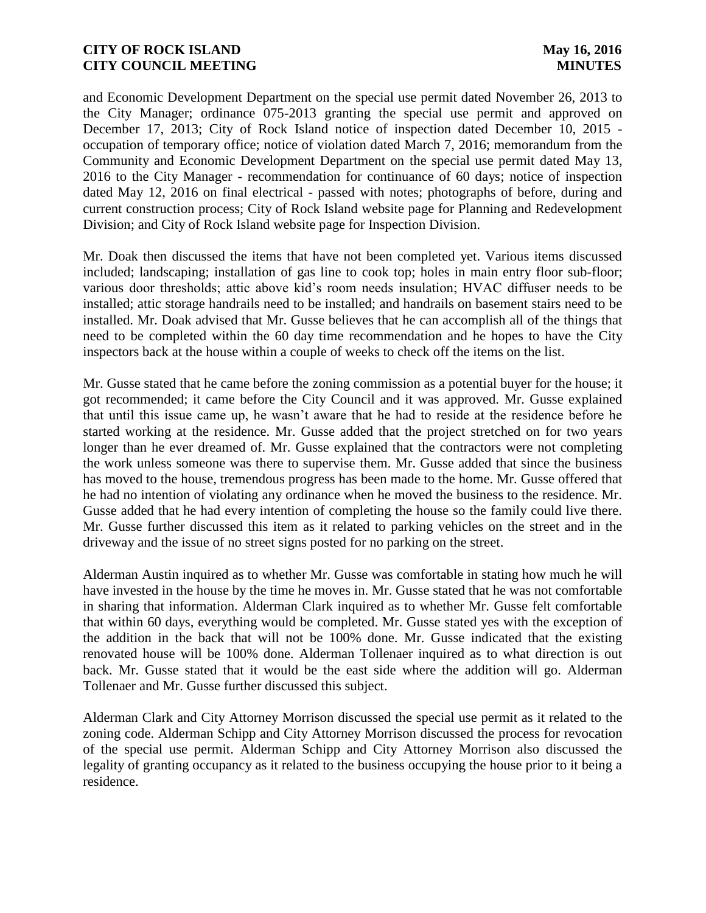and Economic Development Department on the special use permit dated November 26, 2013 to the City Manager; ordinance 075-2013 granting the special use permit and approved on December 17, 2013; City of Rock Island notice of inspection dated December 10, 2015 - occupation of temporary office; notice of violation dated March 7, 2016; memorandum from the Community and Economic Development Department on the special use permit dated May 13, 2016 to the City Manager - recommendation for continuance of 60 days; notice of inspection dated May 12, 2016 on final electrical - passed with notes; photographs of before, during and current construction process; City of Rock Island website page for Planning and Redevelopment Division; and City of Rock Island website page for Inspection Division.

Mr. Doak then discussed the items that have not been completed yet. Various items discussed included; landscaping; installation of gas line to cook top; holes in main entry floor sub-floor; various door thresholds; attic above kid's room needs insulation; HVAC diffuser needs to be installed; attic storage handrails need to be installed; and handrails on basement stairs need to be installed. Mr. Doak advised that Mr. Gusse believes that he can accomplish all of the things that need to be completed within the 60 day time recommendation and he hopes to have the City inspectors back at the house within a couple of weeks to check off the items on the list.

Mr. Gusse stated that he came before the zoning commission as a potential buyer for the house; it got recommended; it came before the City Council and it was approved. Mr. Gusse explained that until this issue came up, he wasn't aware that he had to reside at the residence before he started working at the residence. Mr. Gusse added that the project stretched on for two years longer than he ever dreamed of. Mr. Gusse explained that the contractors were not completing the work unless someone was there to supervise them. Mr. Gusse added that since the business has moved to the house, tremendous progress has been made to the home. Mr. Gusse offered that he had no intention of violating any ordinance when he moved the business to the residence. Mr. Gusse added that he had every intention of completing the house so the family could live there. Mr. Gusse further discussed this item as it related to parking vehicles on the street and in the driveway and the issue of no street signs posted for no parking on the street.

Alderman Austin inquired as to whether Mr. Gusse was comfortable in stating how much he will have invested in the house by the time he moves in. Mr. Gusse stated that he was not comfortable in sharing that information. Alderman Clark inquired as to whether Mr. Gusse felt comfortable that within 60 days, everything would be completed. Mr. Gusse stated yes with the exception of the addition in the back that will not be 100% done. Mr. Gusse indicated that the existing renovated house will be 100% done. Alderman Tollenaer inquired as to what direction is out back. Mr. Gusse stated that it would be the east side where the addition will go. Alderman Tollenaer and Mr. Gusse further discussed this subject.

Alderman Clark and City Attorney Morrison discussed the special use permit as it related to the zoning code. Alderman Schipp and City Attorney Morrison discussed the process for revocation of the special use permit. Alderman Schipp and City Attorney Morrison also discussed the legality of granting occupancy as it related to the business occupying the house prior to it being a residence.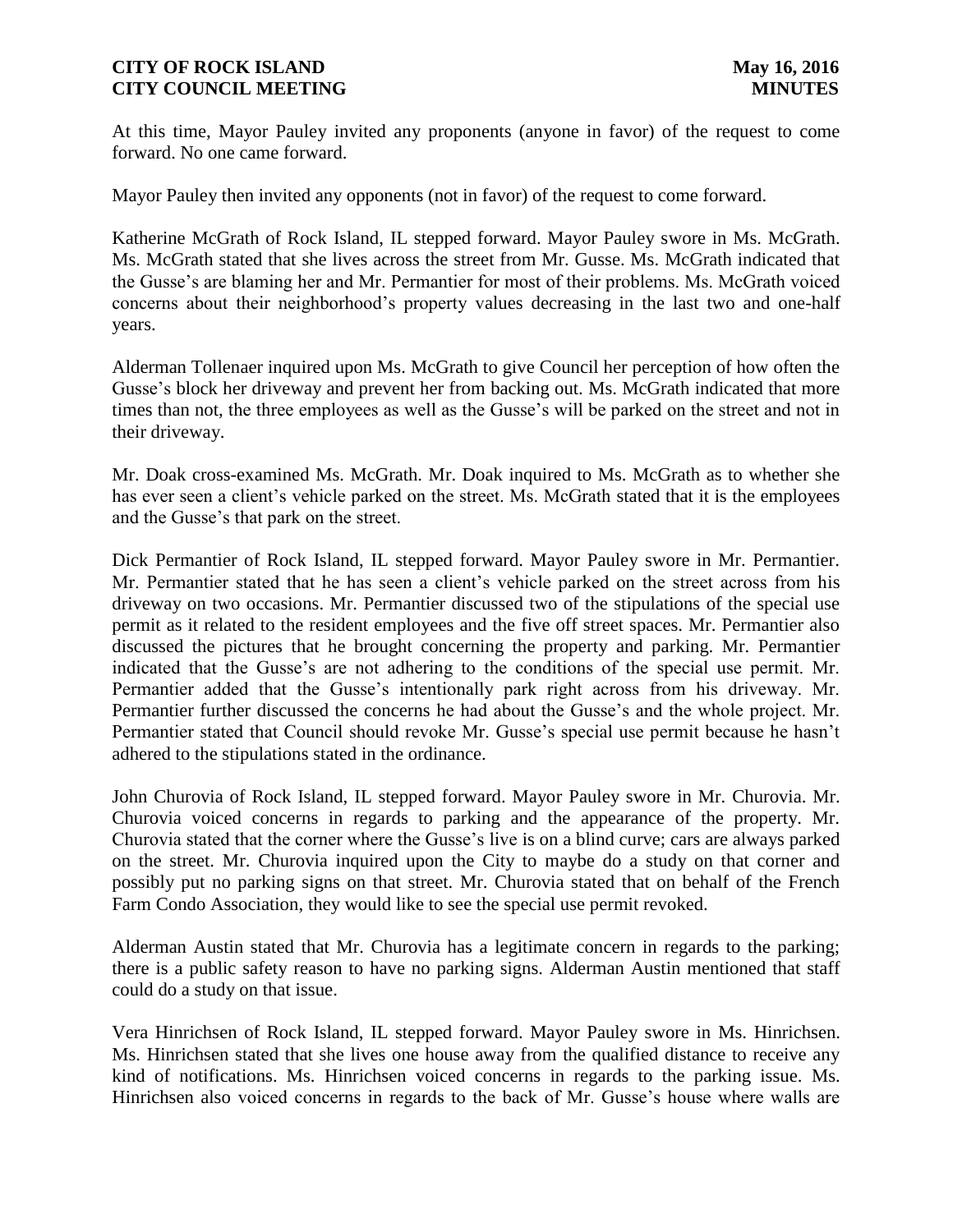At this time, Mayor Pauley invited any proponents (anyone in favor) of the request to come forward. No one came forward.

Mayor Pauley then invited any opponents (not in favor) of the request to come forward.

Katherine McGrath of Rock Island, IL stepped forward. Mayor Pauley swore in Ms. McGrath. Ms. McGrath stated that she lives across the street from Mr. Gusse. Ms. McGrath indicated that the Gusse's are blaming her and Mr. Permantier for most of their problems. Ms. McGrath voiced concerns about their neighborhood's property values decreasing in the last two and one-half years.

Alderman Tollenaer inquired upon Ms. McGrath to give Council her perception of how often the Gusse's block her driveway and prevent her from backing out. Ms. McGrath indicated that more times than not, the three employees as well as the Gusse's will be parked on the street and not in their driveway.

Mr. Doak cross-examined Ms. McGrath. Mr. Doak inquired to Ms. McGrath as to whether she has ever seen a client's vehicle parked on the street. Ms. McGrath stated that it is the employees and the Gusse's that park on the street.

Dick Permantier of Rock Island, IL stepped forward. Mayor Pauley swore in Mr. Permantier. Mr. Permantier stated that he has seen a client's vehicle parked on the street across from his driveway on two occasions. Mr. Permantier discussed two of the stipulations of the special use permit as it related to the resident employees and the five off street spaces. Mr. Permantier also discussed the pictures that he brought concerning the property and parking. Mr. Permantier indicated that the Gusse's are not adhering to the conditions of the special use permit. Mr. Permantier added that the Gusse's intentionally park right across from his driveway. Mr. Permantier further discussed the concerns he had about the Gusse's and the whole project. Mr. Permantier stated that Council should revoke Mr. Gusse's special use permit because he hasn't adhered to the stipulations stated in the ordinance.

John Churovia of Rock Island, IL stepped forward. Mayor Pauley swore in Mr. Churovia. Mr. Churovia voiced concerns in regards to parking and the appearance of the property. Mr. Churovia stated that the corner where the Gusse's live is on a blind curve; cars are always parked on the street. Mr. Churovia inquired upon the City to maybe do a study on that corner and possibly put no parking signs on that street. Mr. Churovia stated that on behalf of the French Farm Condo Association, they would like to see the special use permit revoked.

Alderman Austin stated that Mr. Churovia has a legitimate concern in regards to the parking; there is a public safety reason to have no parking signs. Alderman Austin mentioned that staff could do a study on that issue.

Vera Hinrichsen of Rock Island, IL stepped forward. Mayor Pauley swore in Ms. Hinrichsen. Ms. Hinrichsen stated that she lives one house away from the qualified distance to receive any kind of notifications. Ms. Hinrichsen voiced concerns in regards to the parking issue. Ms. Hinrichsen also voiced concerns in regards to the back of Mr. Gusse's house where walls are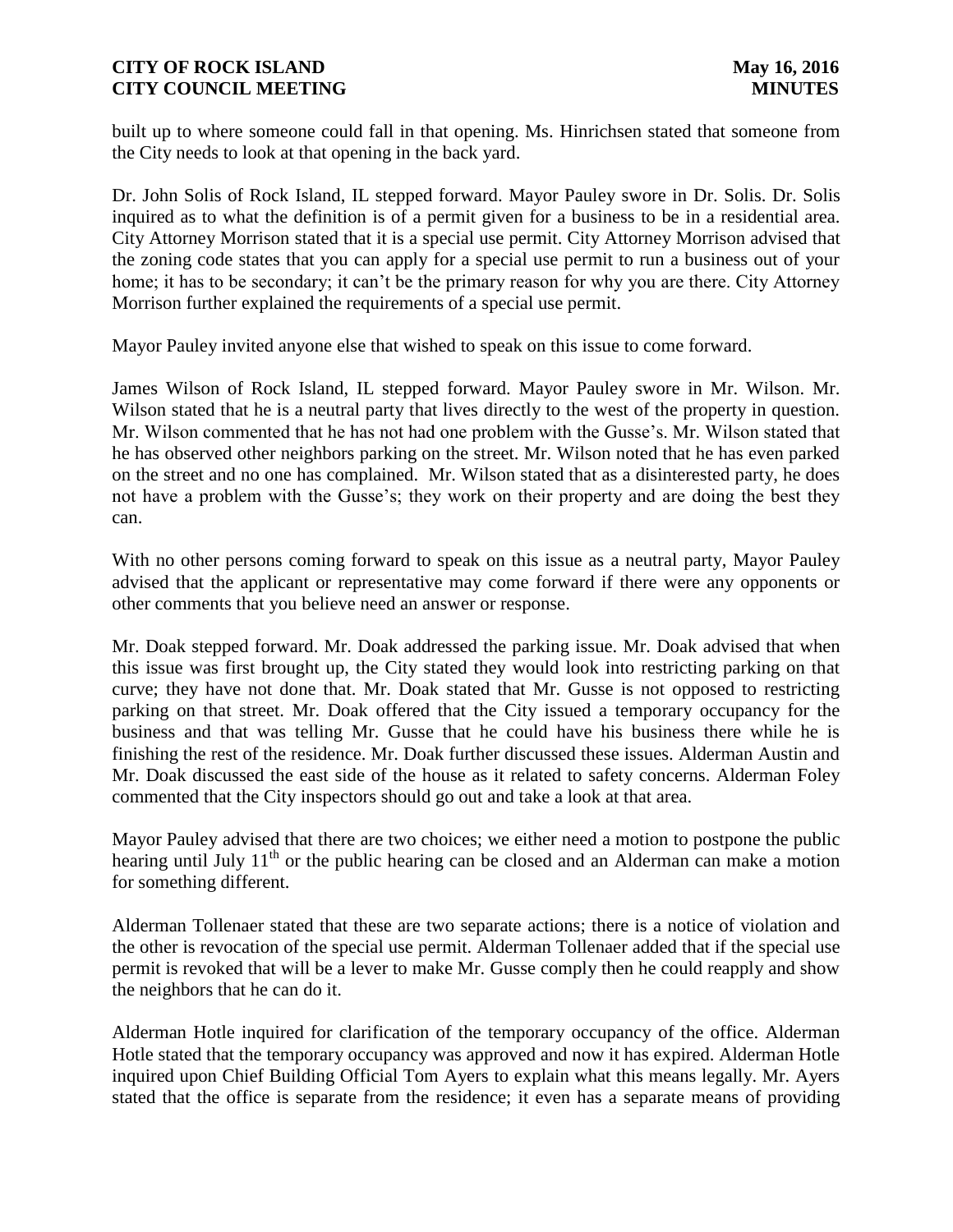built up to where someone could fall in that opening. Ms. Hinrichsen stated that someone from the City needs to look at that opening in the back yard.

Dr. John Solis of Rock Island, IL stepped forward. Mayor Pauley swore in Dr. Solis. Dr. Solis inquired as to what the definition is of a permit given for a business to be in a residential area. City Attorney Morrison stated that it is a special use permit. City Attorney Morrison advised that the zoning code states that you can apply for a special use permit to run a business out of your home; it has to be secondary; it can't be the primary reason for why you are there. City Attorney Morrison further explained the requirements of a special use permit.

Mayor Pauley invited anyone else that wished to speak on this issue to come forward.

James Wilson of Rock Island, IL stepped forward. Mayor Pauley swore in Mr. Wilson. Mr. Wilson stated that he is a neutral party that lives directly to the west of the property in question. Mr. Wilson commented that he has not had one problem with the Gusse's. Mr. Wilson stated that he has observed other neighbors parking on the street. Mr. Wilson noted that he has even parked on the street and no one has complained. Mr. Wilson stated that as a disinterested party, he does not have a problem with the Gusse's; they work on their property and are doing the best they can.

With no other persons coming forward to speak on this issue as a neutral party, Mayor Pauley advised that the applicant or representative may come forward if there were any opponents or other comments that you believe need an answer or response.

Mr. Doak stepped forward. Mr. Doak addressed the parking issue. Mr. Doak advised that when this issue was first brought up, the City stated they would look into restricting parking on that curve; they have not done that. Mr. Doak stated that Mr. Gusse is not opposed to restricting parking on that street. Mr. Doak offered that the City issued a temporary occupancy for the business and that was telling Mr. Gusse that he could have his business there while he is finishing the rest of the residence. Mr. Doak further discussed these issues. Alderman Austin and Mr. Doak discussed the east side of the house as it related to safety concerns. Alderman Foley commented that the City inspectors should go out and take a look at that area.

Mayor Pauley advised that there are two choices; we either need a motion to postpone the public hearing until July 11th or the public hearing can be closed and an Alderman can make a motion for something different.

Alderman Tollenaer stated that these are two separate actions; there is a notice of violation and the other is revocation of the special use permit. Alderman Tollenaer added that if the special use permit is revoked that will be a lever to make Mr. Gusse comply then he could reapply and show the neighbors that he can do it.

Alderman Hotle inquired for clarification of the temporary occupancy of the office. Alderman Hotle stated that the temporary occupancy was approved and now it has expired. Alderman Hotle inquired upon Chief Building Official Tom Ayers to explain what this means legally. Mr. Ayers stated that the office is separate from the residence; it even has a separate means of providing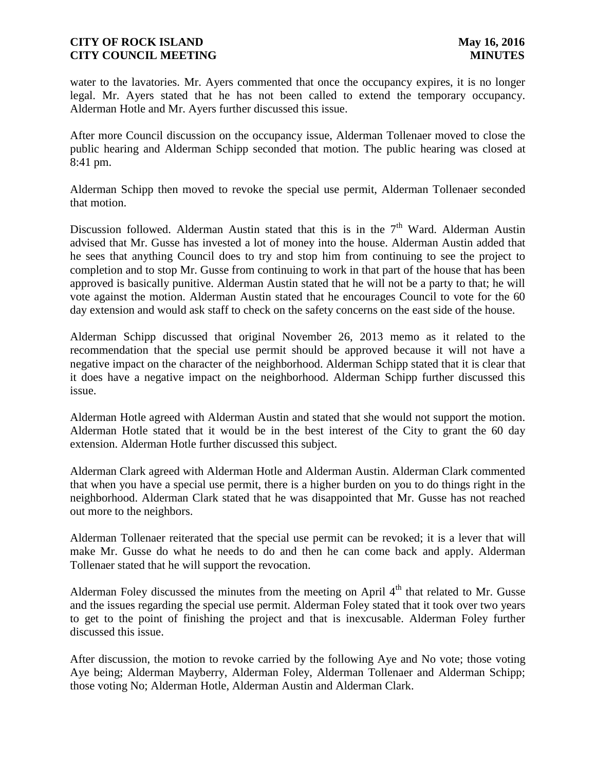water to the lavatories. Mr. Ayers commented that once the occupancy expires, it is no longer legal. Mr. Ayers stated that he has not been called to extend the temporary occupancy. Alderman Hotle and Mr. Ayers further discussed this issue.

After more Council discussion on the occupancy issue, Alderman Tollenaer moved to close the public hearing and Alderman Schipp seconded that motion. The public hearing was closed at 8:41 pm.

Alderman Schipp then moved to revoke the special use permit, Alderman Tollenaer seconded that motion.

Discussion followed. Alderman Austin stated that this is in the 7th Ward. Alderman Austin advised that Mr. Gusse has invested a lot of money into the house. Alderman Austin added that he sees that anything Council does to try and stop him from continuing to see the project to completion and to stop Mr. Gusse from continuing to work in that part of the house that has been approved is basically punitive. Alderman Austin stated that he will not be a party to that; he will vote against the motion. Alderman Austin stated that he encourages Council to vote for the 60 day extension and would ask staff to check on the safety concerns on the east side of the house.

Alderman Schipp discussed that original November 26, 2013 memo as it related to the recommendation that the special use permit should be approved because it will not have a negative impact on the character of the neighborhood. Alderman Schipp stated that it is clear that it does have a negative impact on the neighborhood. Alderman Schipp further discussed this issue.

Alderman Hotle agreed with Alderman Austin and stated that she would not support the motion. Alderman Hotle stated that it would be in the best interest of the City to grant the 60 day extension. Alderman Hotle further discussed this subject.

Alderman Clark agreed with Alderman Hotle and Alderman Austin. Alderman Clark commented that when you have a special use permit, there is a higher burden on you to do things right in the neighborhood. Alderman Clark stated that he was disappointed that Mr. Gusse has not reached out more to the neighbors.

Alderman Tollenaer reiterated that the special use permit can be revoked; it is a lever that will make Mr. Gusse do what he needs to do and then he can come back and apply. Alderman Tollenaer stated that he will support the revocation.

Alderman Foley discussed the minutes from the meeting on April 4th that related to Mr. Gusse and the issues regarding the special use permit. Alderman Foley stated that it took over two years to get to the point of finishing the project and that is inexcusable. Alderman Foley further discussed this issue.

After discussion, the motion to revoke carried by the following Aye and No vote; those voting Aye being; Alderman Mayberry, Alderman Foley, Alderman Tollenaer and Alderman Schipp; those voting No; Alderman Hotle, Alderman Austin and Alderman Clark.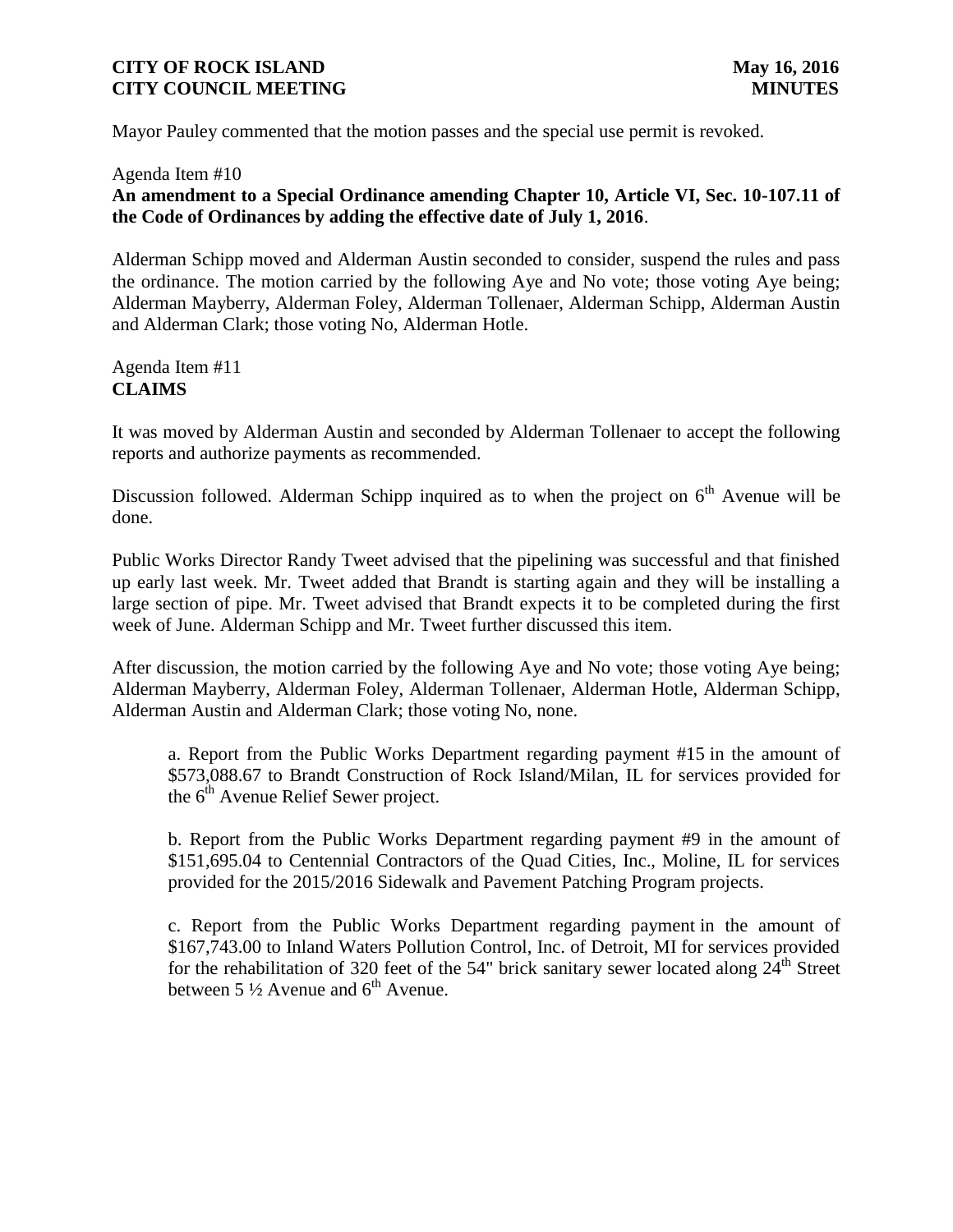Mayor Pauley commented that the motion passes and the special use permit is revoked.

Agenda Item #10

**An amendment to a Special Ordinance amending Chapter 10, Article VI, Sec. 10-107.11 of the Code of Ordinances by adding the effective date of July 1, 2016**.

Alderman Schipp moved and Alderman Austin seconded to consider, suspend the rules and pass the ordinance. The motion carried by the following Aye and No vote; those voting Aye being; Alderman Mayberry, Alderman Foley, Alderman Tollenaer, Alderman Schipp, Alderman Austin and Alderman Clark; those voting No, Alderman Hotle.

Agenda Item #11

**CLAIMS**

It was moved by Alderman Austin and seconded by Alderman Tollenaer to accept the following reports and authorize payments as recommended.

Discussion followed. Alderman Schipp inquired as to when the project on 6th Avenue will be done.

Public Works Director Randy Tweet advised that the pipelining was successful and that finished up early last week. Mr. Tweet added that Brandt is starting again and they will be installing a large section of pipe. Mr. Tweet advised that Brandt expects it to be completed during the first week of June. Alderman Schipp and Mr. Tweet further discussed this item.

After discussion, the motion carried by the following Aye and No vote; those voting Aye being; Alderman Mayberry, Alderman Foley, Alderman Tollenaer, Alderman Hotle, Alderman Schipp, Alderman Austin and Alderman Clark; those voting No, none.

a. Report from the Public Works Department regarding payment #15 in the amount of $573,088.67 to Brandt Construction of Rock Island/Milan, IL for services provided for the 6th Avenue Relief Sewer project.

b. Report from the Public Works Department regarding payment #9 in the amount of $151,695.04 to Centennial Contractors of the Quad Cities, Inc., Moline, IL for services provided for the 2015/2016 Sidewalk and Pavement Patching Program projects.

c. Report from the Public Works Department regarding payment in the amount of $167,743.00 to Inland Waters Pollution Control, Inc. of Detroit, MI for services provided for the rehabilitation of 320 feet of the 54" brick sanitary sewer located along 24th Street between 5 ½ Avenue and 6th Avenue.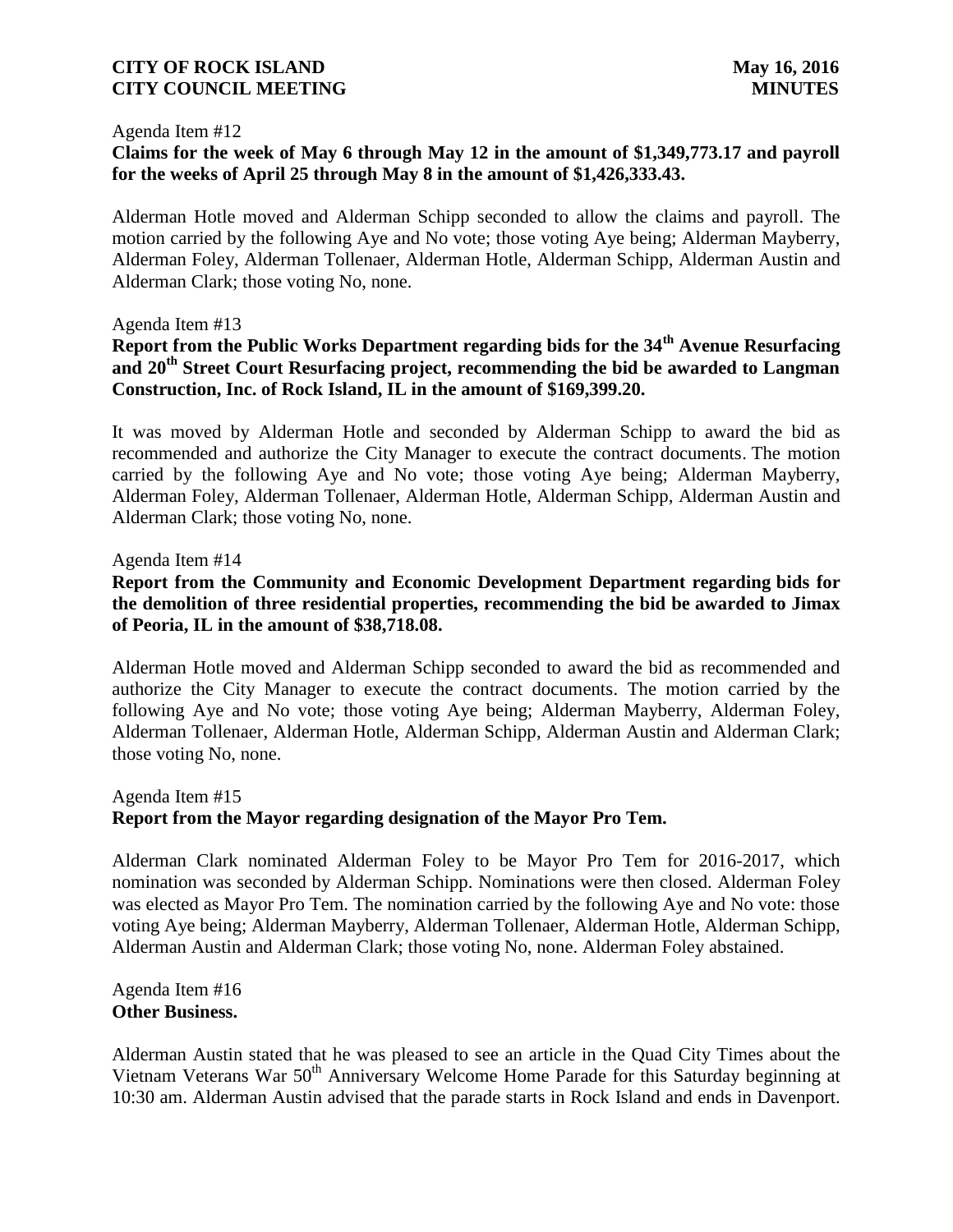Agenda Item #12

**Claims for the week of May 6 through May 12 in the amount of $1,349,773.17 and payroll for the weeks of April 25 through May 8 in the amount of $1,426,333.43.**

Alderman Hotle moved and Alderman Schipp seconded to allow the claims and payroll. The motion carried by the following Aye and No vote; those voting Aye being; Alderman Mayberry, Alderman Foley, Alderman Tollenaer, Alderman Hotle, Alderman Schipp, Alderman Austin and Alderman Clark; those voting No, none.

Agenda Item #13

**Report from the Public Works Department regarding bids for the 34th Avenue Resurfacing and 20th Street Court Resurfacing project, recommending the bid be awarded to Langman Construction, Inc. of Rock Island, IL in the amount of $169,399.20.**

It was moved by Alderman Hotle and seconded by Alderman Schipp to award the bid as recommended and authorize the City Manager to execute the contract documents. The motion carried by the following Aye and No vote; those voting Aye being; Alderman Mayberry, Alderman Foley, Alderman Tollenaer, Alderman Hotle, Alderman Schipp, Alderman Austin and Alderman Clark; those voting No, none.

Agenda Item #14

**Report from the Community and Economic Development Department regarding bids for the demolition of three residential properties, recommending the bid be awarded to Jimax of Peoria, IL in the amount of $38,718.08.**

Alderman Hotle moved and Alderman Schipp seconded to award the bid as recommended and authorize the City Manager to execute the contract documents. The motion carried by the following Aye and No vote; those voting Aye being; Alderman Mayberry, Alderman Foley, Alderman Tollenaer, Alderman Hotle, Alderman Schipp, Alderman Austin and Alderman Clark; those voting No, none.

Agenda Item #15

**Report from the Mayor regarding designation of the Mayor Pro Tem.**

Alderman Clark nominated Alderman Foley to be Mayor Pro Tem for 2016-2017, which nomination was seconded by Alderman Schipp. Nominations were then closed. Alderman Foley was elected as Mayor Pro Tem. The nomination carried by the following Aye and No vote: those voting Aye being; Alderman Mayberry, Alderman Tollenaer, Alderman Hotle, Alderman Schipp, Alderman Austin and Alderman Clark; those voting No, none. Alderman Foley abstained.

Agenda Item #16

**Other Business.**

Alderman Austin stated that he was pleased to see an article in the Quad City Times about the Vietnam Veterans War 50th Anniversary Welcome Home Parade for this Saturday beginning at 10:30 am. Alderman Austin advised that the parade starts in Rock Island and ends in Davenport.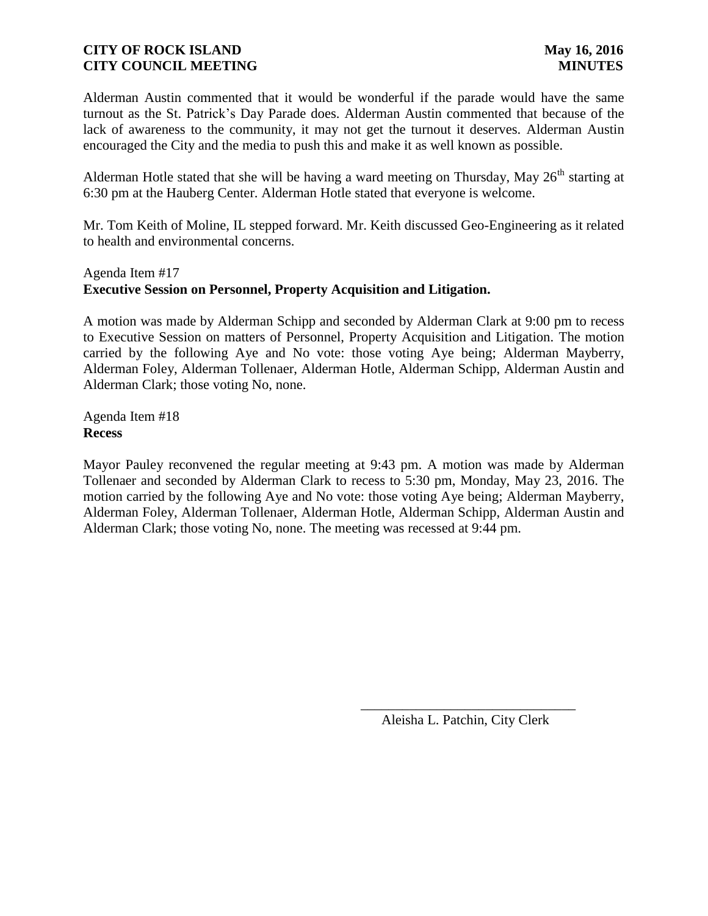Alderman Austin commented that it would be wonderful if the parade would have the same turnout as the St. Patrick's Day Parade does. Alderman Austin commented that because of the lack of awareness to the community, it may not get the turnout it deserves. Alderman Austin encouraged the City and the media to push this and make it as well known as possible.

Alderman Hotle stated that she will be having a ward meeting on Thursday, May 26th starting at 6:30 pm at the Hauberg Center. Alderman Hotle stated that everyone is welcome.

Mr. Tom Keith of Moline, IL stepped forward. Mr. Keith discussed Geo-Engineering as it related to health and environmental concerns.

Agenda Item #17
**Executive Session on Personnel, Property Acquisition and Litigation.**

A motion was made by Alderman Schipp and seconded by Alderman Clark at 9:00 pm to recess to Executive Session on matters of Personnel, Property Acquisition and Litigation. The motion carried by the following Aye and No vote: those voting Aye being; Alderman Mayberry, Alderman Foley, Alderman Tollenaer, Alderman Hotle, Alderman Schipp, Alderman Austin and Alderman Clark; those voting No, none.

Agenda Item #18
**Recess**

Mayor Pauley reconvened the regular meeting at 9:43 pm. A motion was made by Alderman Tollenaer and seconded by Alderman Clark to recess to 5:30 pm, Monday, May 23, 2016. The motion carried by the following Aye and No vote: those voting Aye being; Alderman Mayberry, Alderman Foley, Alderman Tollenaer, Alderman Hotle, Alderman Schipp, Alderman Austin and Alderman Clark; those voting No, none. The meeting was recessed at 9:44 pm.

\_\_\_\_\_\_\_\_\_\_\_\_\_\_\_\_\_\_\_\_\_\_\_\_\_\_\_\_\_\_\_\_

Aleisha L. Patchin, City Clerk